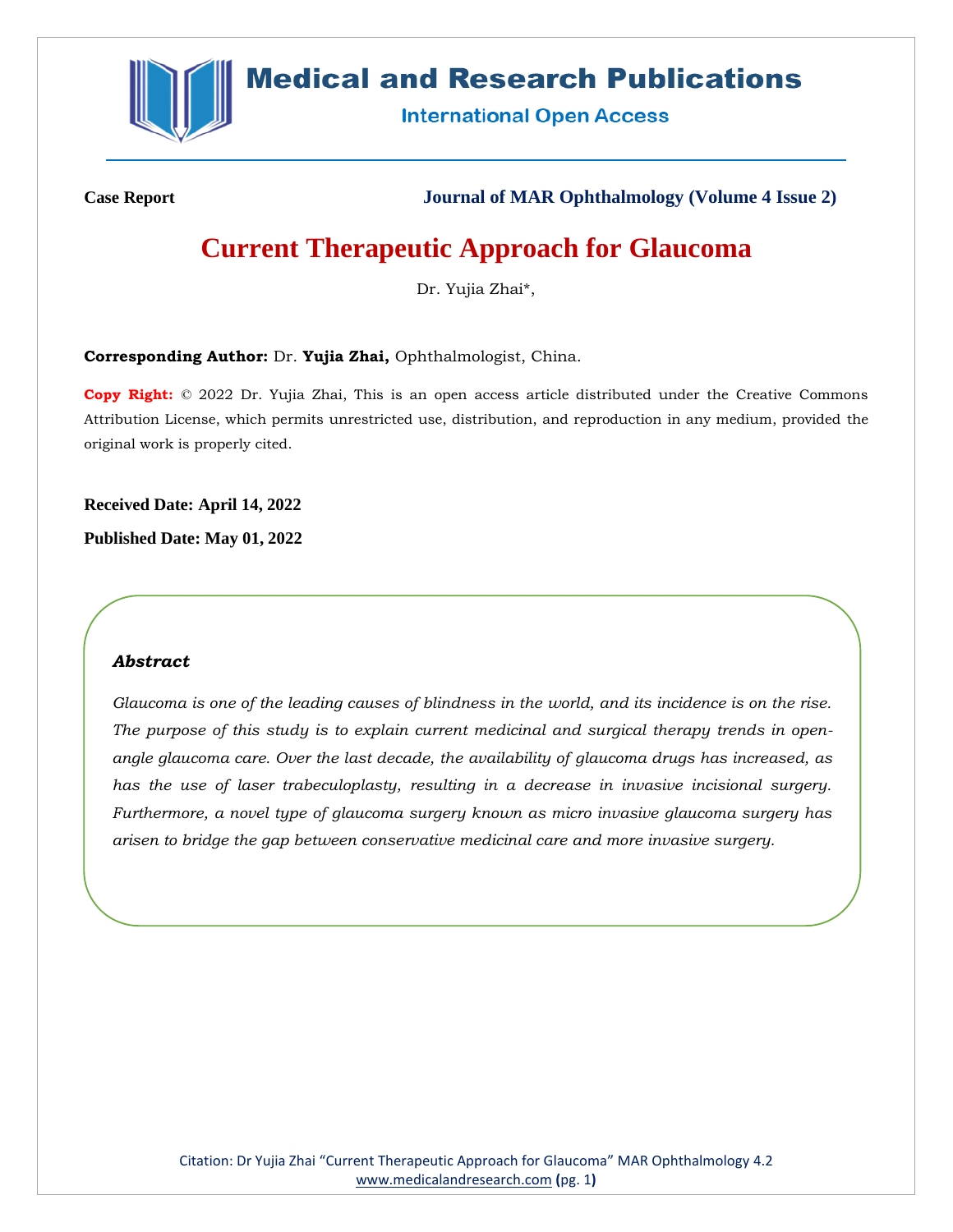**Medical and Research Publications**

**International Open Access**

**Case Report** **Journal of MAR Ophthalmology (Volume 4 Issue 2)**

# Current Therapeutic Approach for Glaucoma

Dr. Yujia Zhai*,

**Corresponding Author:** Dr. **Yujia Zhai,** Ophthalmologist, China.

**Copy Right:** © 2022 Dr. Yujia Zhai, This is an open access article distributed under the Creative Commons Attribution License, which permits unrestricted use, distribution, and reproduction in any medium, provided the original work is properly cited.

**Received Date: April 14, 2022**

**Published Date: May 01, 2022**

### *Abstract*

*Glaucoma is one of the leading causes of blindness in the world, and its incidence is on the rise. The purpose of this study is to explain current medicinal and surgical therapy trends in open-angle glaucoma care. Over the last decade, the availability of glaucoma drugs has increased, as has the use of laser trabeculoplasty, resulting in a decrease in invasive incisional surgery. Furthermore, a novel type of glaucoma surgery known as micro invasive glaucoma surgery has arisen to bridge the gap between conservative medicinal care and more invasive surgery.*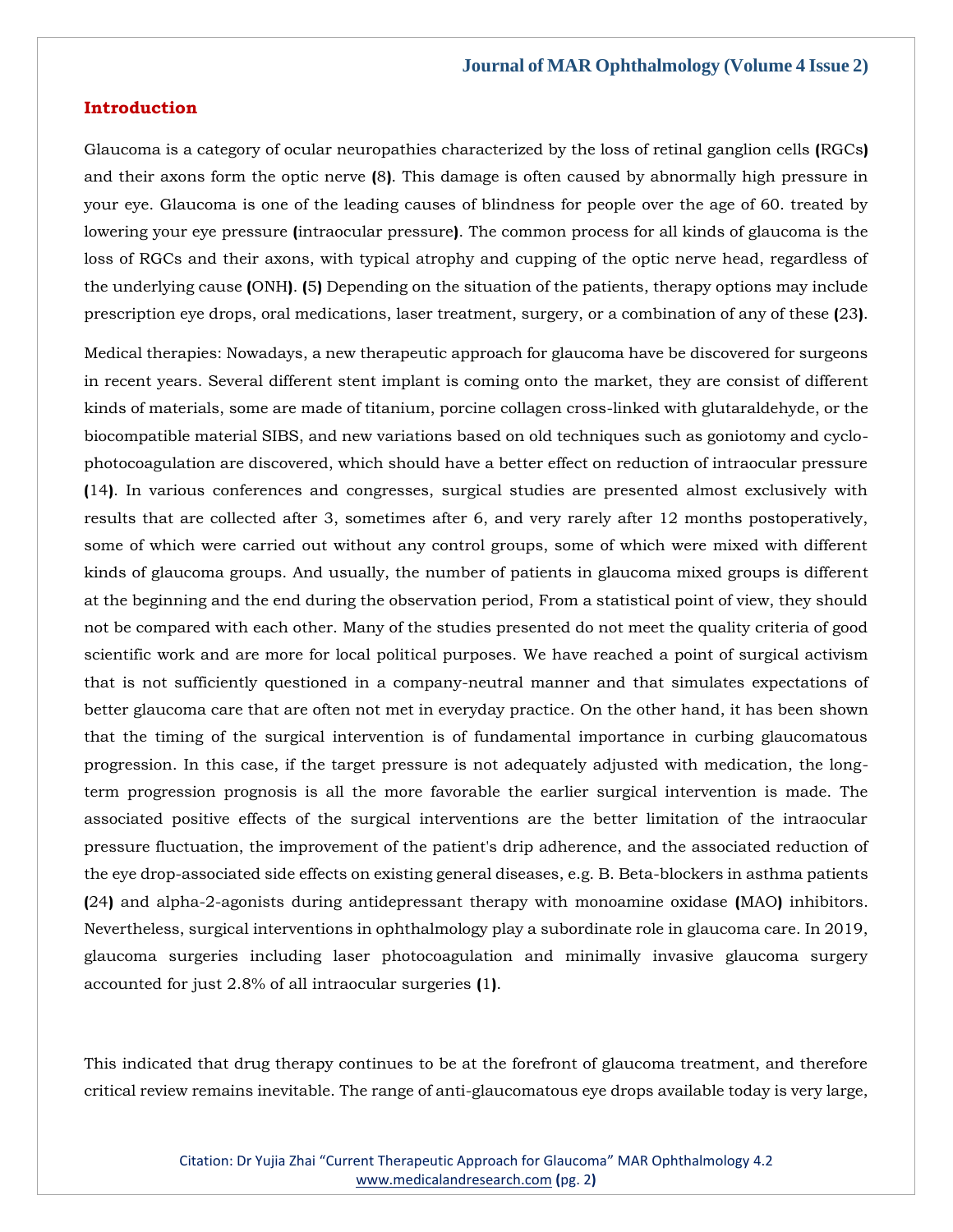## Introduction

Glaucoma is a category of ocular neuropathies characterized by the loss of retinal ganglion cells (RGCs) and their axons form the optic nerve (8). This damage is often caused by abnormally high pressure in your eye. Glaucoma is one of the leading causes of blindness for people over the age of 60. treated by lowering your eye pressure (intraocular pressure). The common process for all kinds of glaucoma is the loss of RGCs and their axons, with typical atrophy and cupping of the optic nerve head, regardless of the underlying cause (ONH). (5) Depending on the situation of the patients, therapy options may include prescription eye drops, oral medications, laser treatment, surgery, or a combination of any of these (23).

Medical therapies: Nowadays, a new therapeutic approach for glaucoma have be discovered for surgeons in recent years. Several different stent implant is coming onto the market, they are consist of different kinds of materials, some are made of titanium, porcine collagen cross-linked with glutaraldehyde, or the biocompatible material SIBS, and new variations based on old techniques such as goniotomy and cyclo-photocoagulation are discovered, which should have a better effect on reduction of intraocular pressure (14). In various conferences and congresses, surgical studies are presented almost exclusively with results that are collected after 3, sometimes after 6, and very rarely after 12 months postoperatively, some of which were carried out without any control groups, some of which were mixed with different kinds of glaucoma groups. And usually, the number of patients in glaucoma mixed groups is different at the beginning and the end during the observation period, From a statistical point of view, they should not be compared with each other. Many of the studies presented do not meet the quality criteria of good scientific work and are more for local political purposes. We have reached a point of surgical activism that is not sufficiently questioned in a company-neutral manner and that simulates expectations of better glaucoma care that are often not met in everyday practice. On the other hand, it has been shown that the timing of the surgical intervention is of fundamental importance in curbing glaucomatous progression. In this case, if the target pressure is not adequately adjusted with medication, the long-term progression prognosis is all the more favorable the earlier surgical intervention is made. The associated positive effects of the surgical interventions are the better limitation of the intraocular pressure fluctuation, the improvement of the patient's drip adherence, and the associated reduction of the eye drop-associated side effects on existing general diseases, e.g. B. Beta-blockers in asthma patients (24) and alpha-2-agonists during antidepressant therapy with monoamine oxidase (MAO) inhibitors. Nevertheless, surgical interventions in ophthalmology play a subordinate role in glaucoma care. In 2019, glaucoma surgeries including laser photocoagulation and minimally invasive glaucoma surgery accounted for just 2.8% of all intraocular surgeries (1).

This indicated that drug therapy continues to be at the forefront of glaucoma treatment, and therefore critical review remains inevitable. The range of anti-glaucomatous eye drops available today is very large,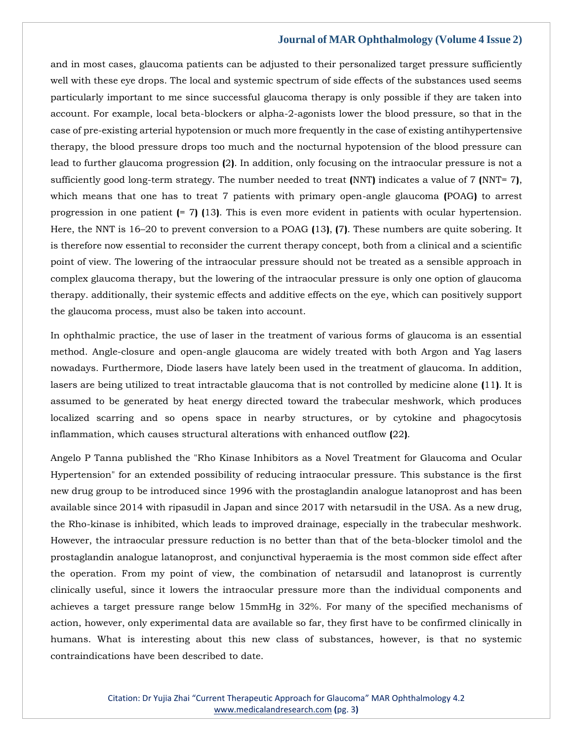and in most cases, glaucoma patients can be adjusted to their personalized target pressure sufficiently well with these eye drops. The local and systemic spectrum of side effects of the substances used seems particularly important to me since successful glaucoma therapy is only possible if they are taken into account. For example, local beta-blockers or alpha-2-agonists lower the blood pressure, so that in the case of pre-existing arterial hypotension or much more frequently in the case of existing antihypertensive therapy, the blood pressure drops too much and the nocturnal hypotension of the blood pressure can lead to further glaucoma progression (2). In addition, only focusing on the intraocular pressure is not a sufficiently good long-term strategy. The number needed to treat (NNT) indicates a value of 7 (NNT= 7), which means that one has to treat 7 patients with primary open-angle glaucoma (POAG) to arrest progression in one patient (= 7) (13). This is even more evident in patients with ocular hypertension. Here, the NNT is 16–20 to prevent conversion to a POAG (13), (7). These numbers are quite sobering. It is therefore now essential to reconsider the current therapy concept, both from a clinical and a scientific point of view. The lowering of the intraocular pressure should not be treated as a sensible approach in complex glaucoma therapy, but the lowering of the intraocular pressure is only one option of glaucoma therapy. additionally, their systemic effects and additive effects on the eye, which can positively support the glaucoma process, must also be taken into account.

In ophthalmic practice, the use of laser in the treatment of various forms of glaucoma is an essential method. Angle-closure and open-angle glaucoma are widely treated with both Argon and Yag lasers nowadays. Furthermore, Diode lasers have lately been used in the treatment of glaucoma. In addition, lasers are being utilized to treat intractable glaucoma that is not controlled by medicine alone (11). It is assumed to be generated by heat energy directed toward the trabecular meshwork, which produces localized scarring and so opens space in nearby structures, or by cytokine and phagocytosis inflammation, which causes structural alterations with enhanced outflow (22).

Angelo P Tanna published the "Rho Kinase Inhibitors as a Novel Treatment for Glaucoma and Ocular Hypertension" for an extended possibility of reducing intraocular pressure. This substance is the first new drug group to be introduced since 1996 with the prostaglandin analogue latanoprost and has been available since 2014 with ripasudil in Japan and since 2017 with netarsudil in the USA. As a new drug, the Rho-kinase is inhibited, which leads to improved drainage, especially in the trabecular meshwork. However, the intraocular pressure reduction is no better than that of the beta-blocker timolol and the prostaglandin analogue latanoprost, and conjunctival hyperaemia is the most common side effect after the operation. From my point of view, the combination of netarsudil and latanoprost is currently clinically useful, since it lowers the intraocular pressure more than the individual components and achieves a target pressure range below 15mmHg in 32%. For many of the specified mechanisms of action, however, only experimental data are available so far, they first have to be confirmed clinically in humans. What is interesting about this new class of substances, however, is that no systemic contraindications have been described to date.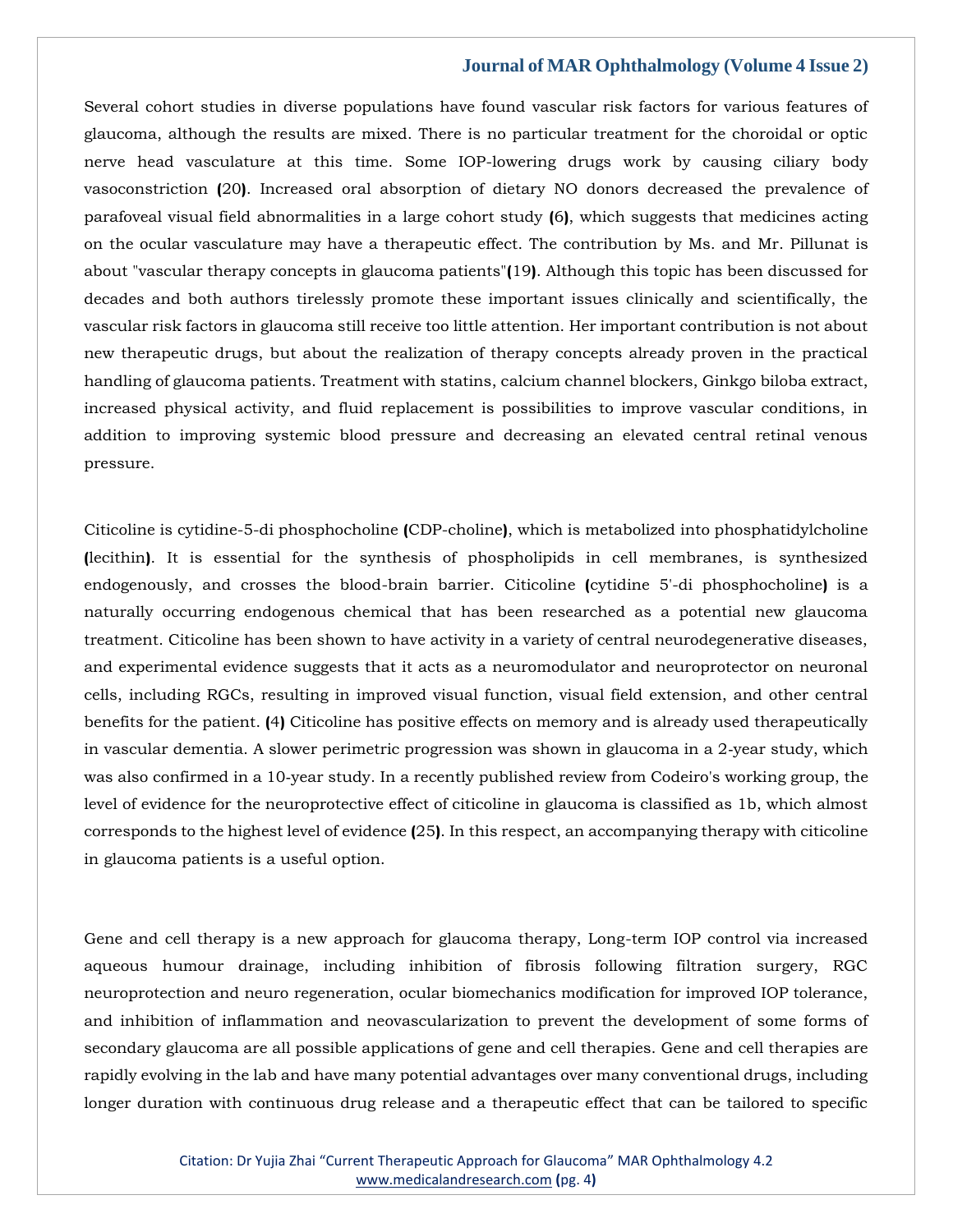Several cohort studies in diverse populations have found vascular risk factors for various features of glaucoma, although the results are mixed. There is no particular treatment for the choroidal or optic nerve head vasculature at this time. Some IOP-lowering drugs work by causing ciliary body vasoconstriction (20). Increased oral absorption of dietary NO donors decreased the prevalence of parafoveal visual field abnormalities in a large cohort study (6), which suggests that medicines acting on the ocular vasculature may have a therapeutic effect. The contribution by Ms. and Mr. Pillunat is about "vascular therapy concepts in glaucoma patients"(19). Although this topic has been discussed for decades and both authors tirelessly promote these important issues clinically and scientifically, the vascular risk factors in glaucoma still receive too little attention. Her important contribution is not about new therapeutic drugs, but about the realization of therapy concepts already proven in the practical handling of glaucoma patients. Treatment with statins, calcium channel blockers, Ginkgo biloba extract, increased physical activity, and fluid replacement is possibilities to improve vascular conditions, in addition to improving systemic blood pressure and decreasing an elevated central retinal venous pressure.

Citicoline is cytidine-5-di phosphocholine (CDP-choline), which is metabolized into phosphatidylcholine (lecithin). It is essential for the synthesis of phospholipids in cell membranes, is synthesized endogenously, and crosses the blood-brain barrier. Citicoline (cytidine 5'-di phosphocholine) is a naturally occurring endogenous chemical that has been researched as a potential new glaucoma treatment. Citicoline has been shown to have activity in a variety of central neurodegenerative diseases, and experimental evidence suggests that it acts as a neuromodulator and neuroprotector on neuronal cells, including RGCs, resulting in improved visual function, visual field extension, and other central benefits for the patient. (4) Citicoline has positive effects on memory and is already used therapeutically in vascular dementia. A slower perimetric progression was shown in glaucoma in a 2-year study, which was also confirmed in a 10-year study. In a recently published review from Codeiro's working group, the level of evidence for the neuroprotective effect of citicoline in glaucoma is classified as 1b, which almost corresponds to the highest level of evidence (25). In this respect, an accompanying therapy with citicoline in glaucoma patients is a useful option.

Gene and cell therapy is a new approach for glaucoma therapy, Long-term IOP control via increased aqueous humour drainage, including inhibition of fibrosis following filtration surgery, RGC neuroprotection and neuro regeneration, ocular biomechanics modification for improved IOP tolerance, and inhibition of inflammation and neovascularization to prevent the development of some forms of secondary glaucoma are all possible applications of gene and cell therapies. Gene and cell therapies are rapidly evolving in the lab and have many potential advantages over many conventional drugs, including longer duration with continuous drug release and a therapeutic effect that can be tailored to specific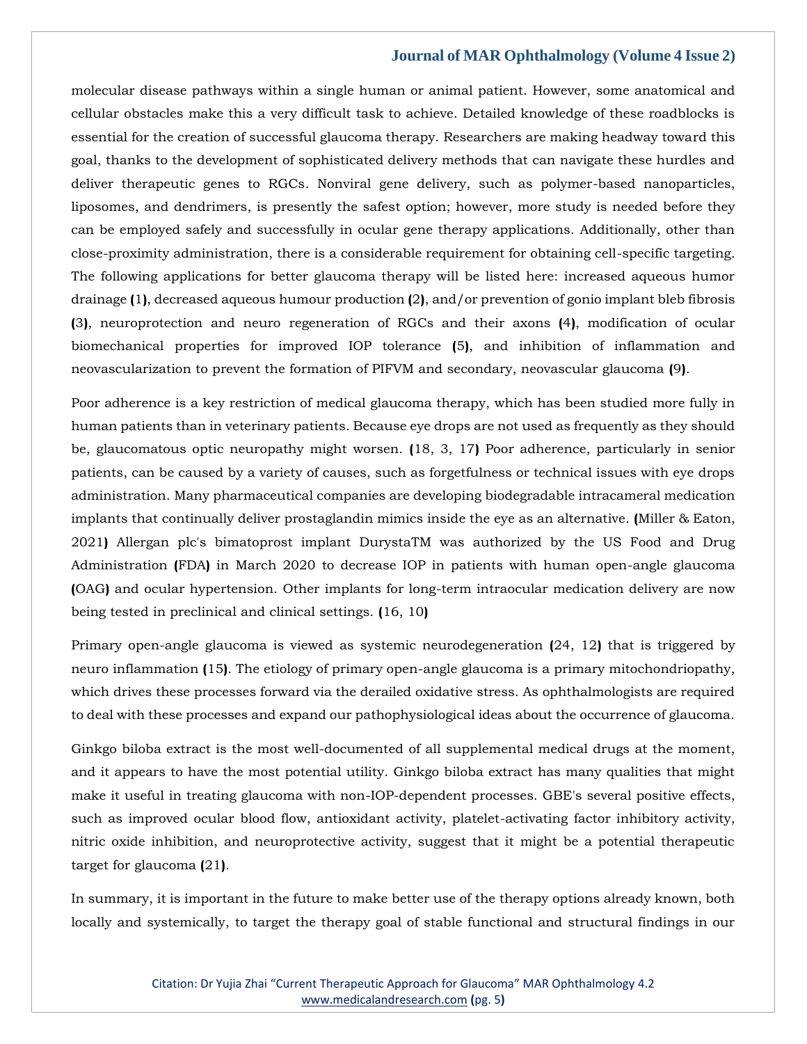molecular disease pathways within a single human or animal patient. However, some anatomical and cellular obstacles make this a very difficult task to achieve. Detailed knowledge of these roadblocks is essential for the creation of successful glaucoma therapy. Researchers are making headway toward this goal, thanks to the development of sophisticated delivery methods that can navigate these hurdles and deliver therapeutic genes to RGCs. Nonviral gene delivery, such as polymer-based nanoparticles, liposomes, and dendrimers, is presently the safest option; however, more study is needed before they can be employed safely and successfully in ocular gene therapy applications. Additionally, other than close-proximity administration, there is a considerable requirement for obtaining cell-specific targeting. The following applications for better glaucoma therapy will be listed here: increased aqueous humor drainage (1), decreased aqueous humour production (2), and/or prevention of gonio implant bleb fibrosis (3), neuroprotection and neuro regeneration of RGCs and their axons (4), modification of ocular biomechanical properties for improved IOP tolerance (5), and inhibition of inflammation and neovascularization to prevent the formation of PIFVM and secondary, neovascular glaucoma (9).

Poor adherence is a key restriction of medical glaucoma therapy, which has been studied more fully in human patients than in veterinary patients. Because eye drops are not used as frequently as they should be, glaucomatous optic neuropathy might worsen. (18, 3, 17) Poor adherence, particularly in senior patients, can be caused by a variety of causes, such as forgetfulness or technical issues with eye drops administration. Many pharmaceutical companies are developing biodegradable intracameral medication implants that continually deliver prostaglandin mimics inside the eye as an alternative. (Miller & Eaton, 2021) Allergan plc's bimatoprost implant DurystaTM was authorized by the US Food and Drug Administration (FDA) in March 2020 to decrease IOP in patients with human open-angle glaucoma (OAG) and ocular hypertension. Other implants for long-term intraocular medication delivery are now being tested in preclinical and clinical settings. (16, 10)

Primary open-angle glaucoma is viewed as systemic neurodegeneration (24, 12) that is triggered by neuro inflammation (15). The etiology of primary open-angle glaucoma is a primary mitochondriopathy, which drives these processes forward via the derailed oxidative stress. As ophthalmologists are required to deal with these processes and expand our pathophysiological ideas about the occurrence of glaucoma.

Ginkgo biloba extract is the most well-documented of all supplemental medical drugs at the moment, and it appears to have the most potential utility. Ginkgo biloba extract has many qualities that might make it useful in treating glaucoma with non-IOP-dependent processes. GBE's several positive effects, such as improved ocular blood flow, antioxidant activity, platelet-activating factor inhibitory activity, nitric oxide inhibition, and neuroprotective activity, suggest that it might be a potential therapeutic target for glaucoma (21).

In summary, it is important in the future to make better use of the therapy options already known, both locally and systemically, to target the therapy goal of stable functional and structural findings in our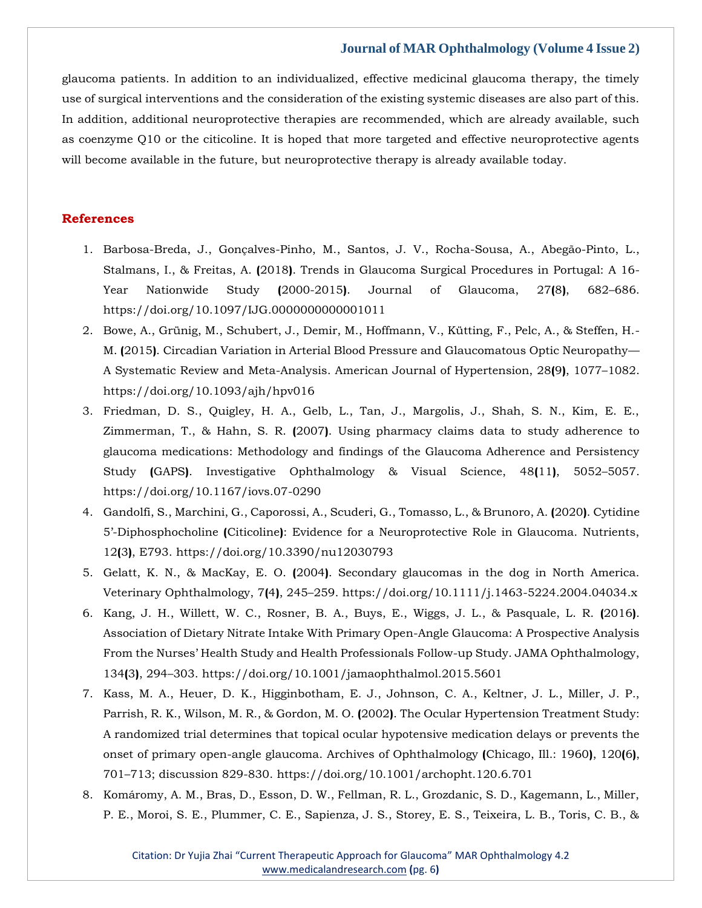glaucoma patients. In addition to an individualized, effective medicinal glaucoma therapy, the timely use of surgical interventions and the consideration of the existing systemic diseases are also part of this. In addition, additional neuroprotective therapies are recommended, which are already available, such as coenzyme Q10 or the citicoline. It is hoped that more targeted and effective neuroprotective agents will become available in the future, but neuroprotective therapy is already available today.

## References

1. Barbosa-Breda, J., Gonçalves-Pinho, M., Santos, J. V., Rocha-Sousa, A., Abegão-Pinto, L., Stalmans, I., & Freitas, A. (2018). Trends in Glaucoma Surgical Procedures in Portugal: A 16-Year Nationwide Study (2000-2015). Journal of Glaucoma, 27(8), 682–686. https://doi.org/10.1097/IJG.0000000000001011
2. Bowe, A., Grünig, M., Schubert, J., Demir, M., Hoffmann, V., Kütting, F., Pelc, A., & Steffen, H.-M. (2015). Circadian Variation in Arterial Blood Pressure and Glaucomatous Optic Neuropathy—A Systematic Review and Meta-Analysis. American Journal of Hypertension, 28(9), 1077–1082. https://doi.org/10.1093/ajh/hpv016
3. Friedman, D. S., Quigley, H. A., Gelb, L., Tan, J., Margolis, J., Shah, S. N., Kim, E. E., Zimmerman, T., & Hahn, S. R. (2007). Using pharmacy claims data to study adherence to glaucoma medications: Methodology and findings of the Glaucoma Adherence and Persistency Study (GAPS). Investigative Ophthalmology & Visual Science, 48(11), 5052–5057. https://doi.org/10.1167/iovs.07-0290
4. Gandolfi, S., Marchini, G., Caporossi, A., Scuderi, G., Tomasso, L., & Brunoro, A. (2020). Cytidine 5'-Diphosphocholine (Citicoline): Evidence for a Neuroprotective Role in Glaucoma. Nutrients, 12(3), E793. https://doi.org/10.3390/nu12030793
5. Gelatt, K. N., & MacKay, E. O. (2004). Secondary glaucomas in the dog in North America. Veterinary Ophthalmology, 7(4), 245–259. https://doi.org/10.1111/j.1463-5224.2004.04034.x
6. Kang, J. H., Willett, W. C., Rosner, B. A., Buys, E., Wiggs, J. L., & Pasquale, L. R. (2016). Association of Dietary Nitrate Intake With Primary Open-Angle Glaucoma: A Prospective Analysis From the Nurses' Health Study and Health Professionals Follow-up Study. JAMA Ophthalmology, 134(3), 294–303. https://doi.org/10.1001/jamaophthalmol.2015.5601
7. Kass, M. A., Heuer, D. K., Higginbotham, E. J., Johnson, C. A., Keltner, J. L., Miller, J. P., Parrish, R. K., Wilson, M. R., & Gordon, M. O. (2002). The Ocular Hypertension Treatment Study: A randomized trial determines that topical ocular hypotensive medication delays or prevents the onset of primary open-angle glaucoma. Archives of Ophthalmology (Chicago, Ill.: 1960), 120(6), 701–713; discussion 829-830. https://doi.org/10.1001/archopht.120.6.701
8. Komáromy, A. M., Bras, D., Esson, D. W., Fellman, R. L., Grozdanic, S. D., Kagemann, L., Miller, P. E., Moroi, S. E., Plummer, C. E., Sapienza, J. S., Storey, E. S., Teixeira, L. B., Toris, C. B., &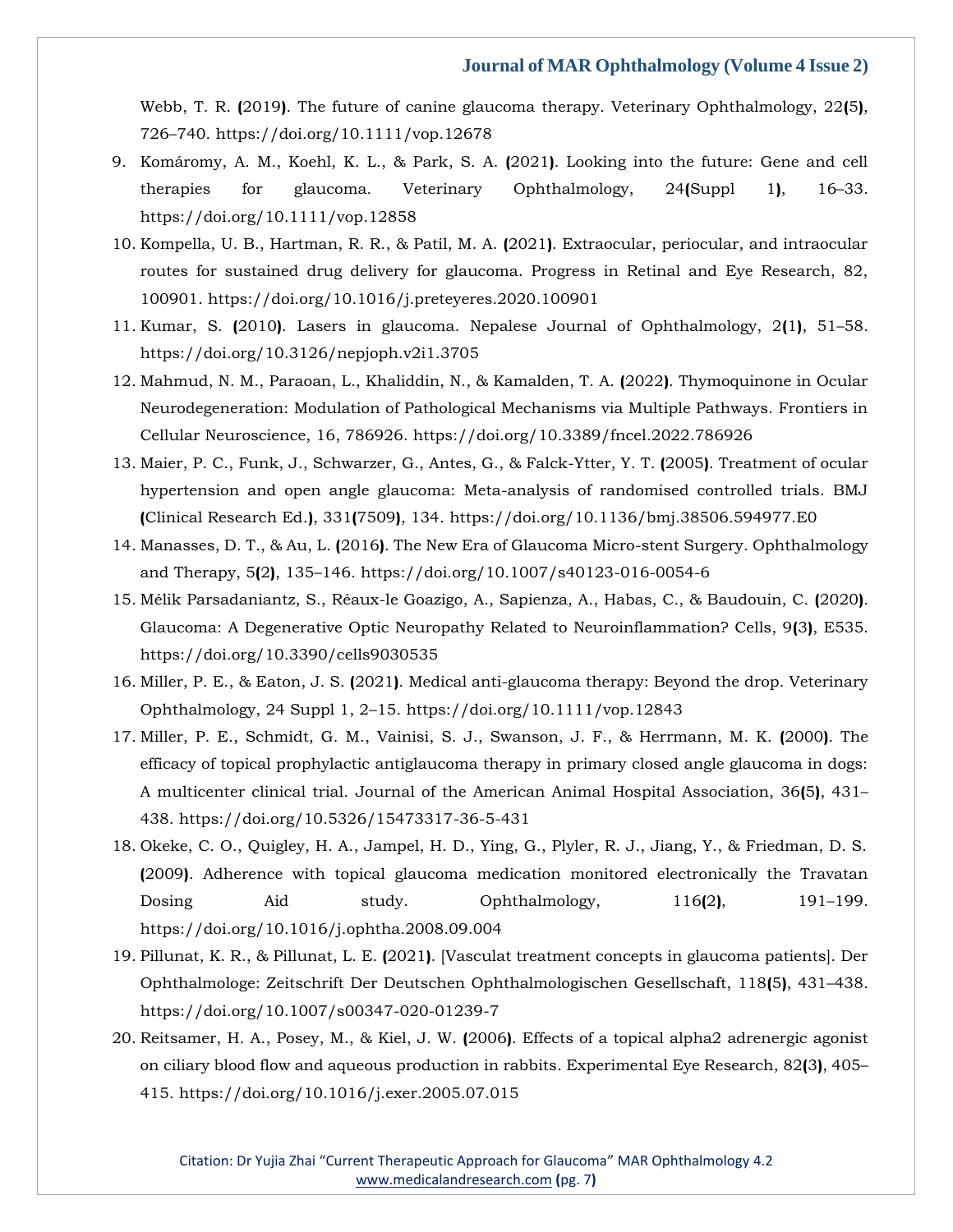Webb, T. R. (2019). The future of canine glaucoma therapy. Veterinary Ophthalmology, 22(5), 726–740. https://doi.org/10.1111/vop.12678

9. Komáromy, A. M., Koehl, K. L., & Park, S. A. (2021). Looking into the future: Gene and cell therapies for glaucoma. Veterinary Ophthalmology, 24(Suppl 1), 16–33. https://doi.org/10.1111/vop.12858
10. Kompella, U. B., Hartman, R. R., & Patil, M. A. (2021). Extraocular, periocular, and intraocular routes for sustained drug delivery for glaucoma. Progress in Retinal and Eye Research, 82, 100901. https://doi.org/10.1016/j.preteyeres.2020.100901
11. Kumar, S. (2010). Lasers in glaucoma. Nepalese Journal of Ophthalmology, 2(1), 51–58. https://doi.org/10.3126/nepjoph.v2i1.3705
12. Mahmud, N. M., Paraoan, L., Khaliddin, N., & Kamalden, T. A. (2022). Thymoquinone in Ocular Neurodegeneration: Modulation of Pathological Mechanisms via Multiple Pathways. Frontiers in Cellular Neuroscience, 16, 786926. https://doi.org/10.3389/fncel.2022.786926
13. Maier, P. C., Funk, J., Schwarzer, G., Antes, G., & Falck-Ytter, Y. T. (2005). Treatment of ocular hypertension and open angle glaucoma: Meta-analysis of randomised controlled trials. BMJ (Clinical Research Ed.), 331(7509), 134. https://doi.org/10.1136/bmj.38506.594977.E0
14. Manasses, D. T., & Au, L. (2016). The New Era of Glaucoma Micro-stent Surgery. Ophthalmology and Therapy, 5(2), 135–146. https://doi.org/10.1007/s40123-016-0054-6
15. Mélik Parsadaniantz, S., Réaux-le Goazigo, A., Sapienza, A., Habas, C., & Baudouin, C. (2020). Glaucoma: A Degenerative Optic Neuropathy Related to Neuroinflammation? Cells, 9(3), E535. https://doi.org/10.3390/cells9030535
16. Miller, P. E., & Eaton, J. S. (2021). Medical anti-glaucoma therapy: Beyond the drop. Veterinary Ophthalmology, 24 Suppl 1, 2–15. https://doi.org/10.1111/vop.12843
17. Miller, P. E., Schmidt, G. M., Vainisi, S. J., Swanson, J. F., & Herrmann, M. K. (2000). The efficacy of topical prophylactic antiglaucoma therapy in primary closed angle glaucoma in dogs: A multicenter clinical trial. Journal of the American Animal Hospital Association, 36(5), 431–438. https://doi.org/10.5326/15473317-36-5-431
18. Okeke, C. O., Quigley, H. A., Jampel, H. D., Ying, G., Plyler, R. J., Jiang, Y., & Friedman, D. S. (2009). Adherence with topical glaucoma medication monitored electronically the Travatan Dosing Aid study. Ophthalmology, 116(2), 191–199. https://doi.org/10.1016/j.ophtha.2008.09.004
19. Pillunat, K. R., & Pillunat, L. E. (2021). [Vasculat treatment concepts in glaucoma patients]. Der Ophthalmologe: Zeitschrift Der Deutschen Ophthalmologischen Gesellschaft, 118(5), 431–438. https://doi.org/10.1007/s00347-020-01239-7
20. Reitsamer, H. A., Posey, M., & Kiel, J. W. (2006). Effects of a topical alpha2 adrenergic agonist on ciliary blood flow and aqueous production in rabbits. Experimental Eye Research, 82(3), 405–415. https://doi.org/10.1016/j.exer.2005.07.015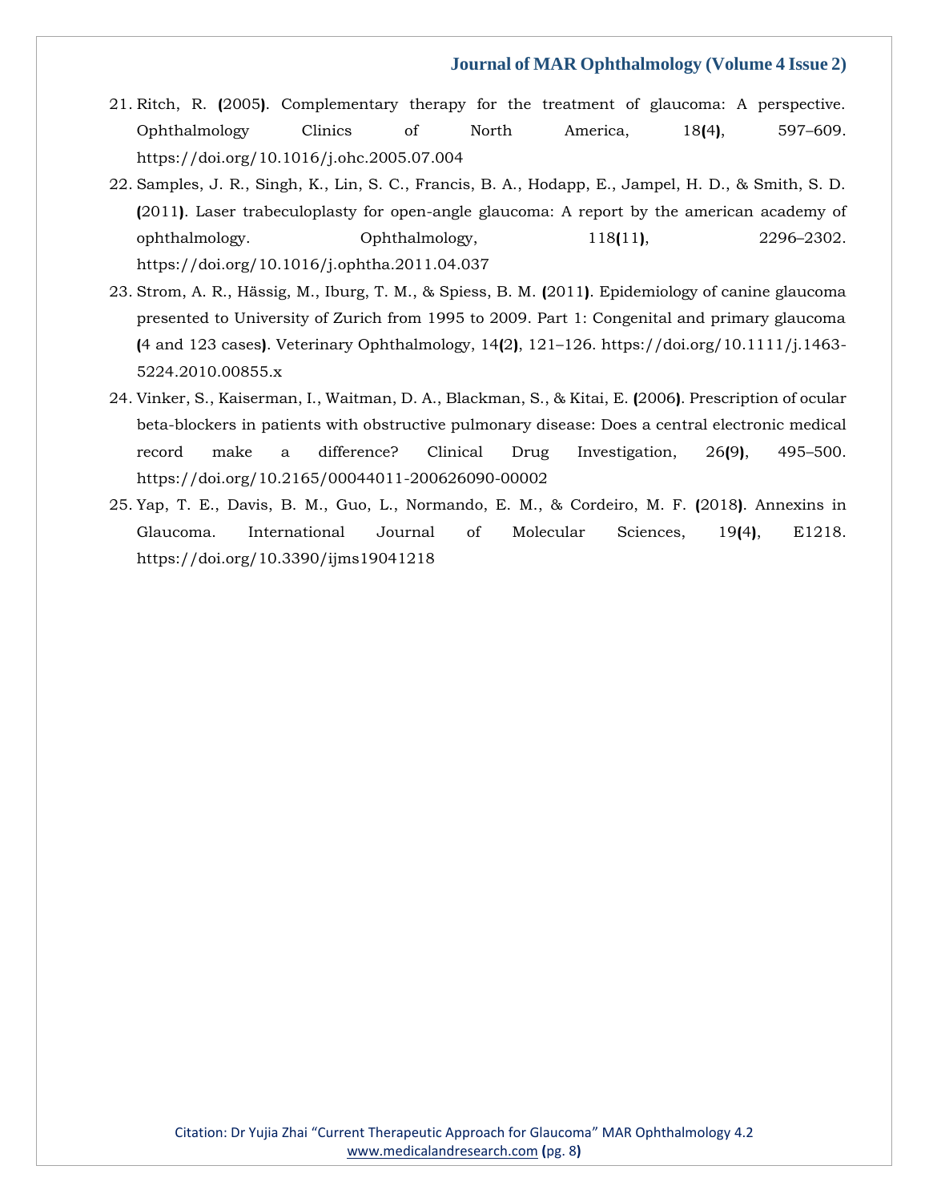21. Ritch, R. (2005). Complementary therapy for the treatment of glaucoma: A perspective. Ophthalmology Clinics of North America, 18(4), 597–609. https://doi.org/10.1016/j.ohc.2005.07.004
22. Samples, J. R., Singh, K., Lin, S. C., Francis, B. A., Hodapp, E., Jampel, H. D., & Smith, S. D. (2011). Laser trabeculoplasty for open-angle glaucoma: A report by the american academy of ophthalmology. Ophthalmology, 118(11), 2296–2302. https://doi.org/10.1016/j.ophtha.2011.04.037
23. Strom, A. R., Hässig, M., Iburg, T. M., & Spiess, B. M. (2011). Epidemiology of canine glaucoma presented to University of Zurich from 1995 to 2009. Part 1: Congenital and primary glaucoma (4 and 123 cases). Veterinary Ophthalmology, 14(2), 121–126. https://doi.org/10.1111/j.1463-5224.2010.00855.x
24. Vinker, S., Kaiserman, I., Waitman, D. A., Blackman, S., & Kitai, E. (2006). Prescription of ocular beta-blockers in patients with obstructive pulmonary disease: Does a central electronic medical record make a difference? Clinical Drug Investigation, 26(9), 495–500. https://doi.org/10.2165/00044011-200626090-00002
25. Yap, T. E., Davis, B. M., Guo, L., Normando, E. M., & Cordeiro, M. F. (2018). Annexins in Glaucoma. International Journal of Molecular Sciences, 19(4), E1218. https://doi.org/10.3390/ijms19041218